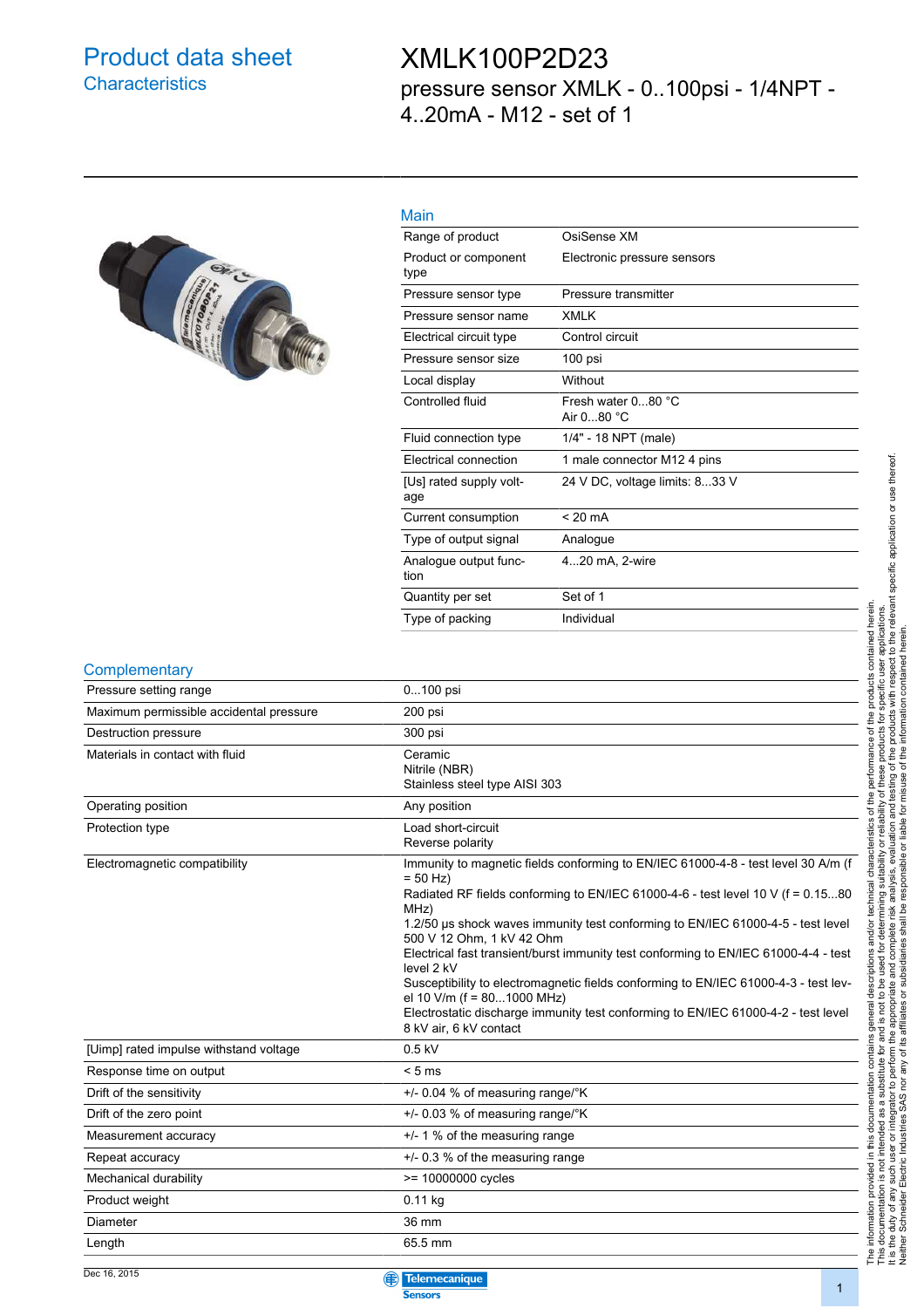# Product data sheet
## Characteristics

# XMLK100P2D23

pressure sensor XMLK - 0..100psi - 1/4NPT - 4..20mA - M12 - set of 1

## Main

| | |
|---|---|
| Range of product | OsiSense XM |
| Product or component type | Electronic pressure sensors |
| Pressure sensor type | Pressure transmitter |
| Pressure sensor name | XMLK |
| Electrical circuit type | Control circuit |
| Pressure sensor size | 100 psi |
| Local display | Without |
| Controlled fluid | Fresh water 0...80 °C<br>Air 0...80 °C |
| Fluid connection type | 1/4" - 18 NPT (male) |
| Electrical connection | 1 male connector M12 4 pins |
| [Us] rated supply voltage | 24 V DC, voltage limits: 8...33 V |
| Current consumption | < 20 mA |
| Type of output signal | Analogue |
| Analogue output function | 4...20 mA, 2-wire |
| Quantity per set | Set of 1 |
| Type of packing | Individual |

## Complementary

| | |
|---|---|
| Pressure setting range | 0...100 psi |
| Maximum permissible accidental pressure | 200 psi |
| Destruction pressure | 300 psi |
| Materials in contact with fluid | Ceramic<br>Nitrile (NBR)<br>Stainless steel type AISI 303 |
| Operating position | Any position |
| Protection type | Load short-circuit<br>Reverse polarity |
| Electromagnetic compatibility | Immunity to magnetic fields conforming to EN/IEC 61000-4-8 - test level 30 A/m (f = 50 Hz)<br>Radiated RF fields conforming to EN/IEC 61000-4-6 - test level 10 V (f = 0.15...80 MHz)<br>1.2/50 µs shock waves immunity test conforming to EN/IEC 61000-4-5 - test level 500 V 12 Ohm, 1 kV 42 Ohm<br>Electrical fast transient/burst immunity test conforming to EN/IEC 61000-4-4 - test level 2 kV<br>Susceptibility to electromagnetic fields conforming to EN/IEC 61000-4-3 - test level 10 V/m (f = 80...1000 MHz)<br>Electrostatic discharge immunity test conforming to EN/IEC 61000-4-2 - test level 8 kV air, 6 kV contact |
| [Uimp] rated impulse withstand voltage | 0.5 kV |
| Response time on output | < 5 ms |
| Drift of the sensitivity | +/- 0.04 % of measuring range/°K |
| Drift of the zero point | +/- 0.03 % of measuring range/°K |
| Measurement accuracy | +/- 1 % of the measuring range |
| Repeat accuracy | +/- 0.3 % of the measuring range |
| Mechanical durability | >= 10000000 cycles |
| Product weight | 0.11 kg |
| Diameter | 36 mm |
| Length | 65.5 mm |

The information provided in this documentation contains general descriptions and/or technical characteristics of the performance of the products contained herein. This documentation is not intended as a substitute for and is not to be used for determining suitability or reliability of these products for specific user applications. It is the duty of any such user or integrator to perform the appropriate and complete risk analysis, evaluation and testing of the products with respect to the relevant specific application or use thereof. Neither Schneider Electric Industries SAS nor any of its affiliates or subsidiaries shall be responsible or liable for misuse of the information contained herein.

Dec 16, 2015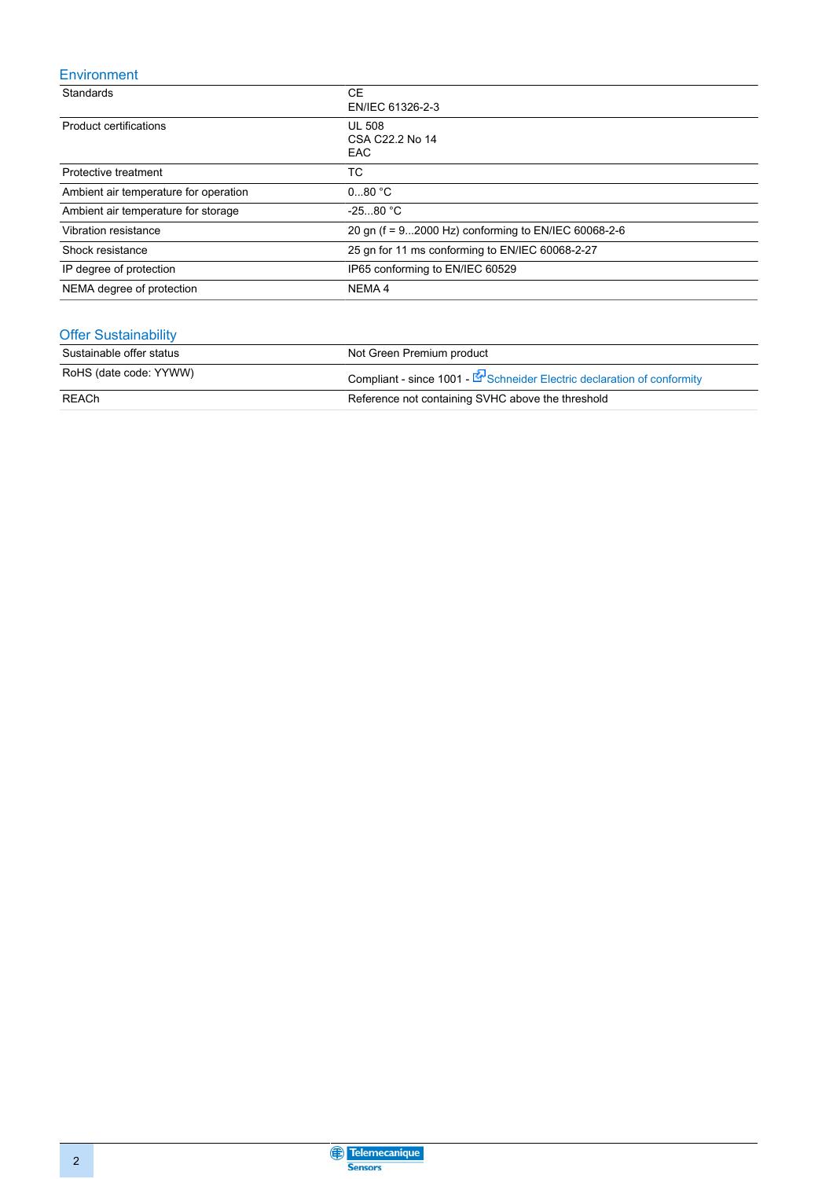## Environment

| | |
|---|---|
| Standards | CE<br>EN/IEC 61326-2-3 |
| Product certifications | UL 508<br>CSA C22.2 No 14<br>EAC |
| Protective treatment | TC |
| Ambient air temperature for operation | 0...80 °C |
| Ambient air temperature for storage | -25...80 °C |
| Vibration resistance | 20 gn (f = 9...2000 Hz) conforming to EN/IEC 60068-2-6 |
| Shock resistance | 25 gn for 11 ms conforming to EN/IEC 60068-2-27 |
| IP degree of protection | IP65 conforming to EN/IEC 60529 |
| NEMA degree of protection | NEMA 4 |

## Offer Sustainability

| | |
|---|---|
| Sustainable offer status | Not Green Premium product |
| RoHS (date code: YYWW) | Compliant - since 1001 - Schneider Electric declaration of conformity |
| REACh | Reference not containing SVHC above the threshold |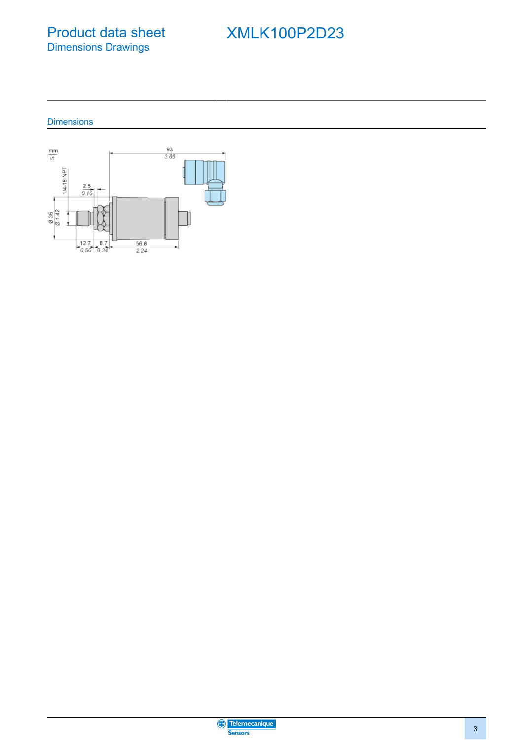# Product data sheet
## Dimensions Drawings

# XMLK100P2D23

### Dimensions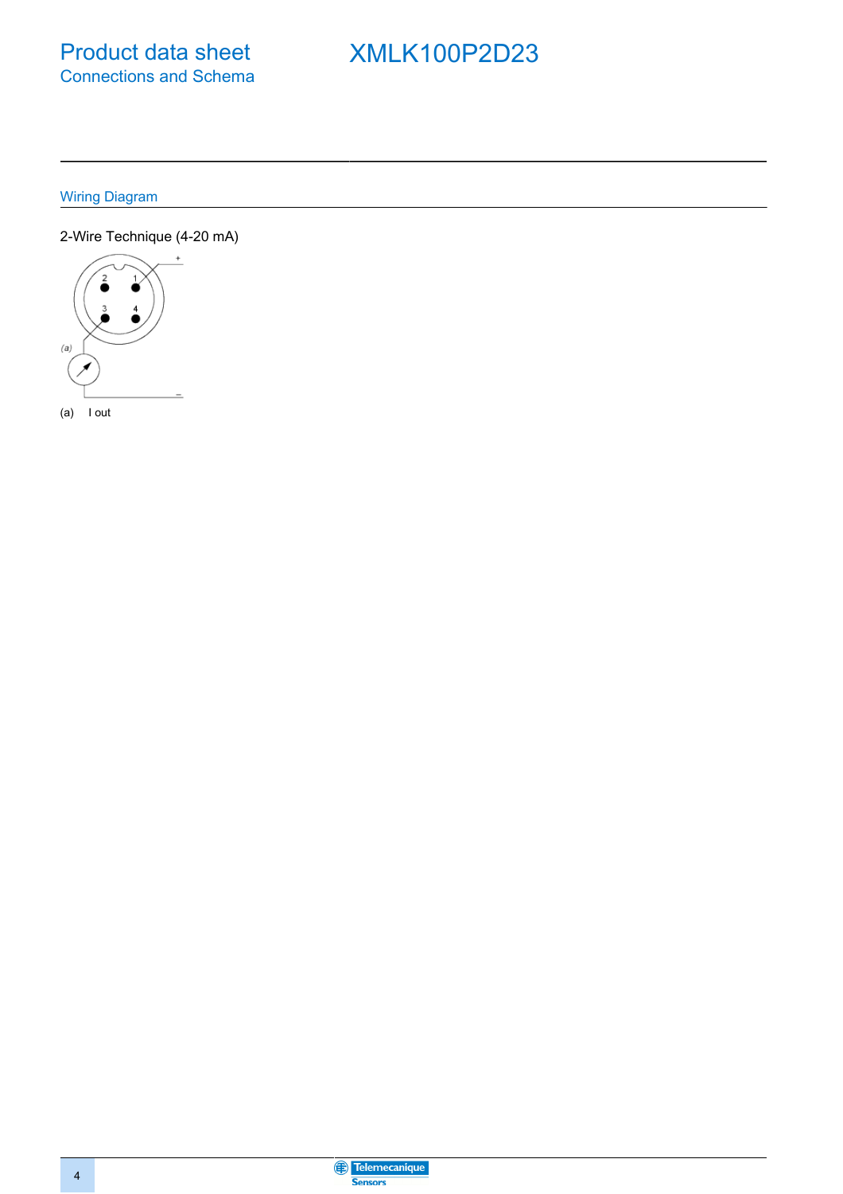# Product data sheet
## Connections and Schema

# XMLK100P2D23

## Wiring Diagram

2-Wire Technique (4-20 mA)

(a) I out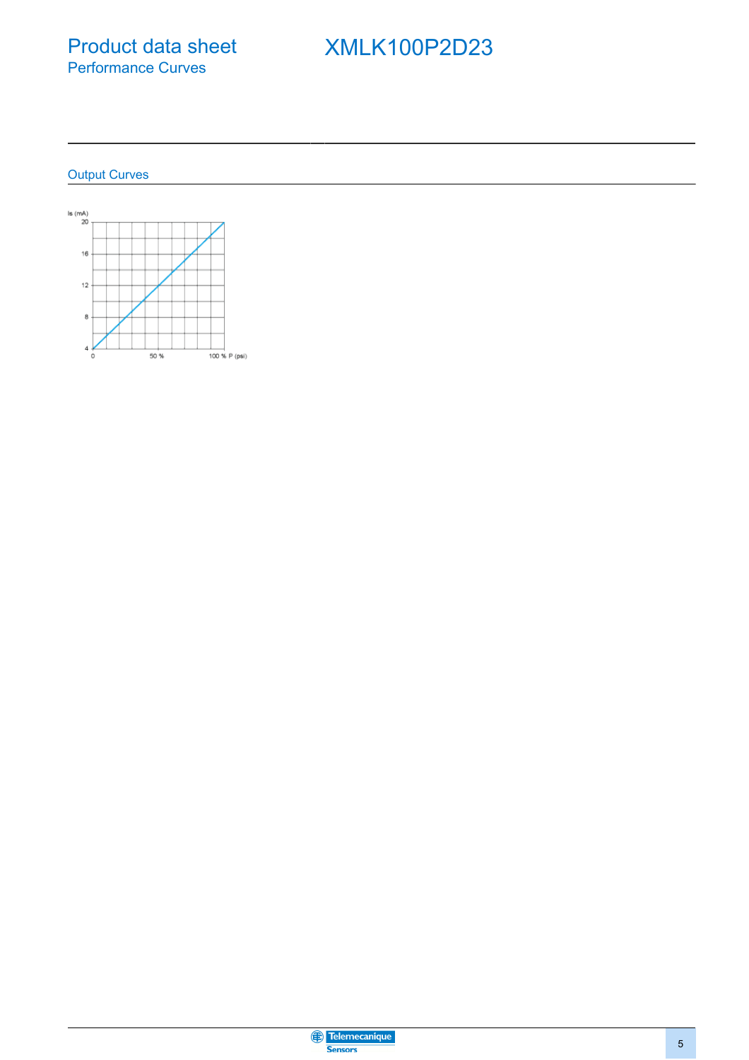# Product data sheet

## Performance Curves

# XMLK100P2D23

### Output Curves

Is (mA)

20

16

12

8

4

0

50 %

100 % P (psi)